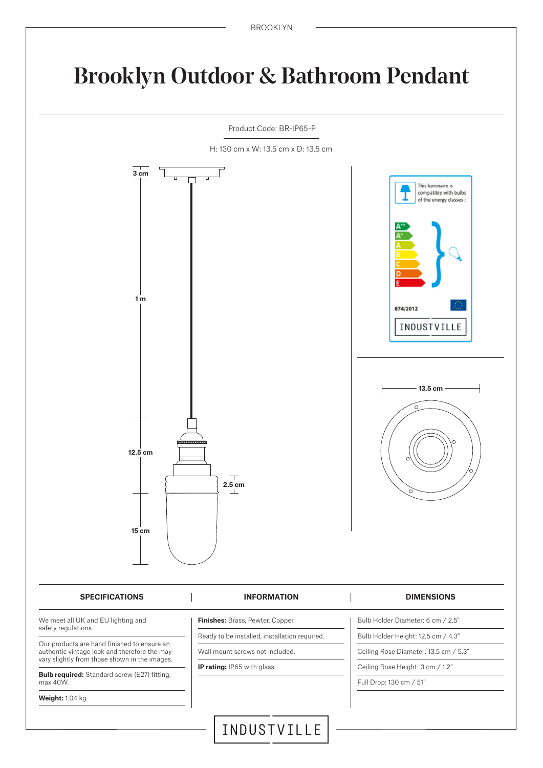BROOKLYN

# Brooklyn Outdoor & Bathroom Pendant

Product Code: BR-IP65-P

H: 130 cm x W: 13.5 cm x D: 13.5 cm

3 cm

1 m

12.5 cm

2.5 cm

15 cm

This luminaire is compatible with bulbs of the energy classes :

A++
A+
A
B
C
D
E

874/2012

INDUSTVILLE

13.5 cm

| SPECIFICATIONS | INFORMATION | DIMENSIONS |
| --- | --- | --- |
| We meet all UK and EU lighting and safety regulations. | **Finishes:** Brass, Pewter, Copper. | Bulb Holder Diameter: 6 cm / 2.5" |
| Our products are hand finished to ensure an authentic vintage look and therefore the may vary slightly from those shown in the images. | Ready to be installed, installation required. | Bulb Holder Height: 12.5 cm / 4.3" |
| **Bulb required:** Standard screw (E27) fitting, max 40W. | Wall mount screws not included. | Ceiling Rose Diameter: 13.5 cm / 5.3" |
| **Weight:** 1.04 kg | **IP rating:** IP65 with glass. | Ceiling Rose Height: 3 cm / 1.2" |
| | | Full Drop: 130 cm / 51" |

INDUSTVILLE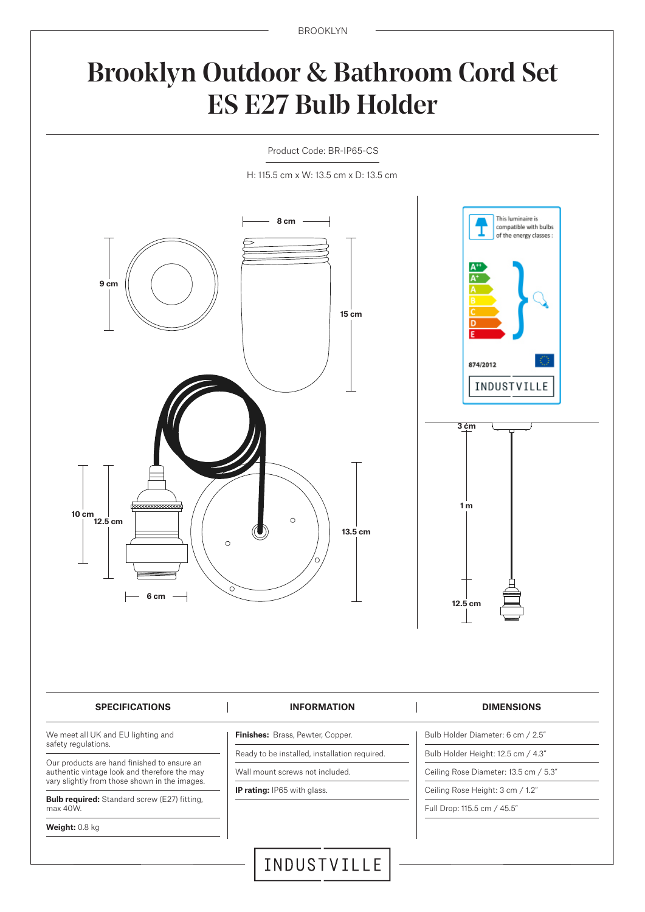# Brooklyn Outdoor & Bathroom Cord Set ES E27 Bulb Holder

Product Code: BR-IP65-CS

H: 115.5 cm x W: 13.5 cm x D: 13.5 cm

| SPECIFICATIONS | INFORMATION | DIMENSIONS |
|---|---|---|
| We meet all UK and EU lighting and safety regulations. | **Finishes:** Brass, Pewter, Copper. | Bulb Holder Diameter: 6 cm / 2.5" |
| Our products are hand finished to ensure an authentic vintage look and therefore the may vary slightly from those shown in the images. | Ready to be installed, installation required. | Bulb Holder Height: 12.5 cm / 4.3" |
| **Bulb required:** Standard screw (E27) fitting, max 40W. | Wall mount screws not included. | Ceiling Rose Diameter: 13.5 cm / 5.3" |
| **Weight:** 0.8 kg | **IP rating:** IP65 with glass. | Ceiling Rose Height: 3 cm / 1.2" |
| | | Full Drop: 115.5 cm / 45.5" |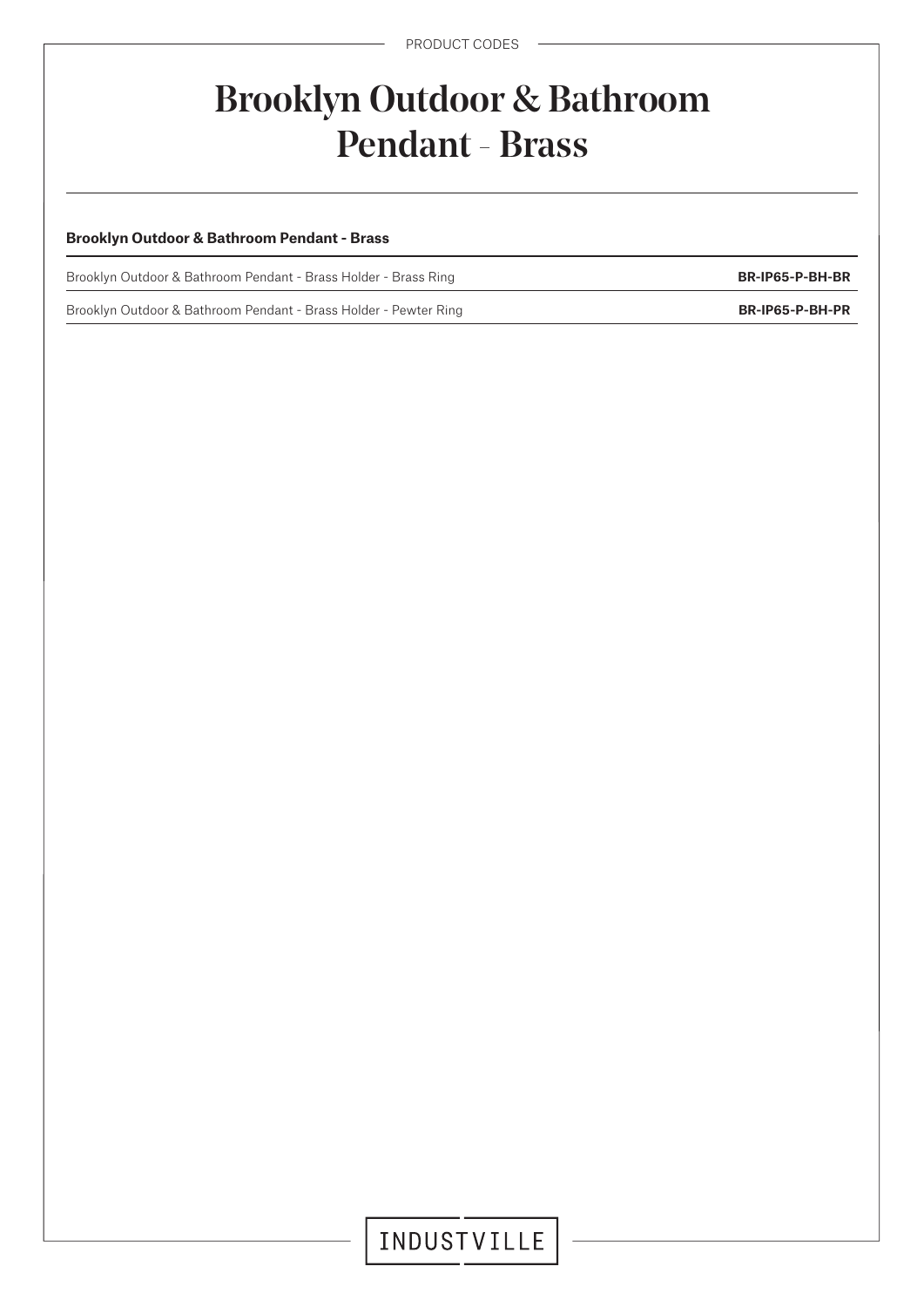# Brooklyn Outdoor & Bathroom Pendant - Brass

**Brooklyn Outdoor & Bathroom Pendant - Brass**

| | |
|---|---|
| Brooklyn Outdoor & Bathroom Pendant - Brass Holder - Brass Ring | **BR-IP65-P-BH-BR** |
| Brooklyn Outdoor & Bathroom Pendant - Brass Holder - Pewter Ring | **BR-IP65-P-BH-PR** |